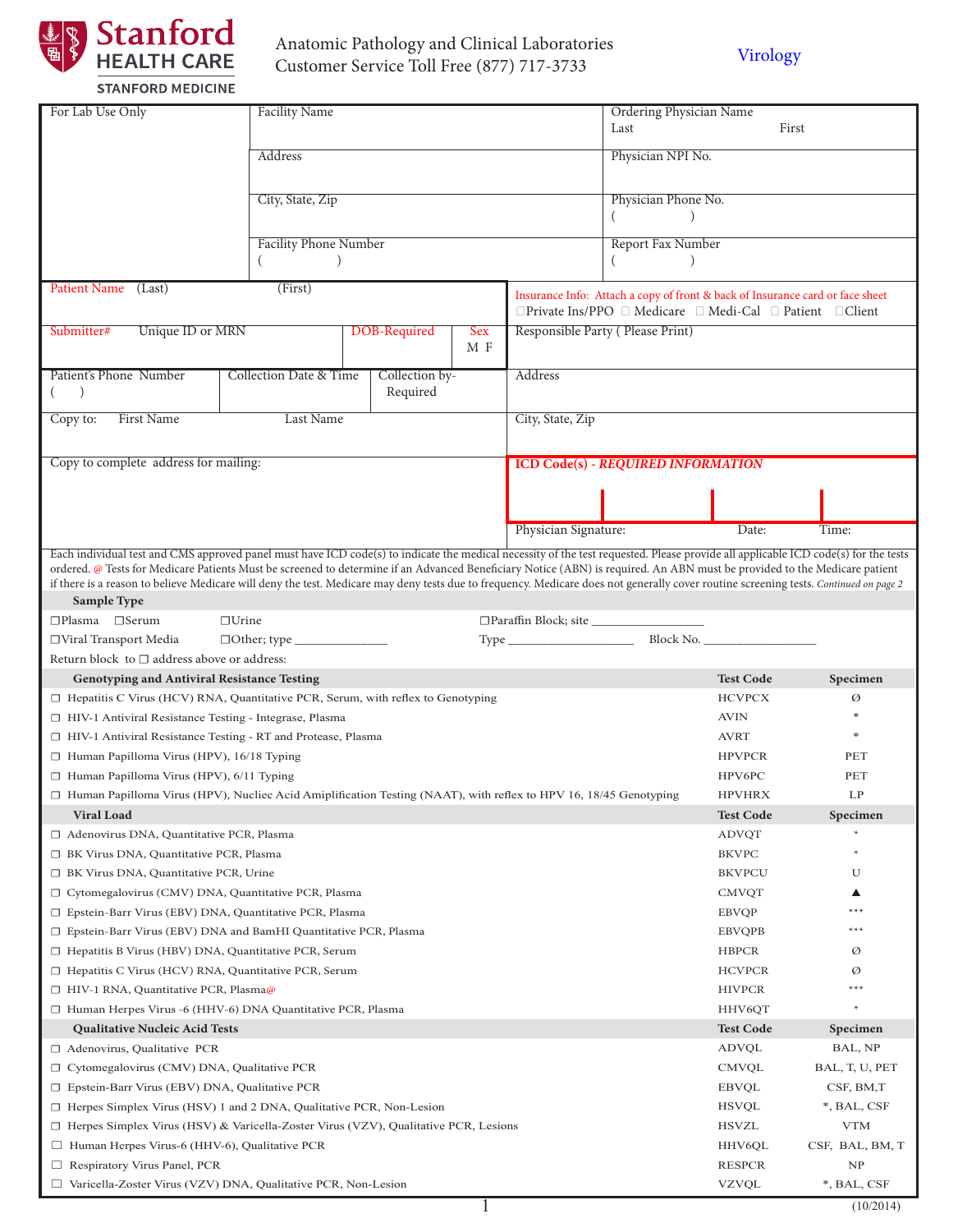Stanford HEALTH CARE
STANFORD MEDICINE

Anatomic Pathology and Clinical Laboratories
Customer Service Toll Free (877) 717-3733

Virology

| For Lab Use Only | Facility Name | Ordering Physician Name Last First |
|---|---|---|
| | Address | Physician NPI No. |
| | City, State, Zip | Physician Phone No. ( ) |
| | Facility Phone Number ( ) | Report Fax Number ( ) |

Patient Name (Last) (First)

Submitter# Unique ID or MRN | DOB-Required | Sex M F

Patient's Phone Number ( ) | Collection Date & Time | Collection by-Required

Copy to: First Name Last Name

Copy to complete address for mailing:

Insurance Info: Attach a copy of front & back of Insurance card or face sheet
☐Private Ins/PPO ☐ Medicare ☐ Medi-Cal ☐ Patient ☐Client

Responsible Party ( Please Print)

Address

City, State, Zip

**ICD Code(s) - *REQUIRED INFORMATION***

Physician Signature: Date: Time:

Each individual test and CMS approved panel must have ICD code(s) to indicate the medical necessity of the test requested. Please provide all applicable ICD code(s) for the tests ordered. @ Tests for Medicare Patients Must be screened to determine if an Advanced Beneficiary Notice (ABN) is required. An ABN must be provided to the Medicare patient if there is a reason to believe Medicare will deny the test. Medicare may deny tests due to frequency. Medicare does not generally cover routine screening tests. *Continued on page 2*

**Sample Type**

☐Plasma ☐Serum ☐Urine ☐Paraffin Block; site ________________

☐Viral Transport Media ☐Other; type ______________ Type ___________________ Block No. _________________

Return block to ☐ address above or address:

| Genotyping and Antiviral Resistance Testing | Test Code | Specimen |
|---|---|---|
| ☐ Hepatitis C Virus (HCV) RNA, Quantitative PCR, Serum, with reflex to Genotyping | HCVPCX | Ø |
| ☐ HIV-1 Antiviral Resistance Testing - Integrase, Plasma | AVIN | * |
| ☐ HIV-1 Antiviral Resistance Testing - RT and Protease, Plasma | AVRT | * |
| ☐ Human Papilloma Virus (HPV), 16/18 Typing | HPVPCR | PET |
| ☐ Human Papilloma Virus (HPV), 6/11 Typing | HPV6PC | PET |
| ☐ Human Papilloma Virus (HPV), Nucliec Acid Amiplification Testing (NAAT), with reflex to HPV 16, 18/45 Genotyping | HPVHRX | LP |

| Viral Load | Test Code | Specimen |
|---|---|---|
| ☐ Adenovirus DNA, Quantitative PCR, Plasma | ADVQT | * |
| ☐ BK Virus DNA, Quantitative PCR, Plasma | BKVPC | * |
| ☐ BK Virus DNA, Quantitative PCR, Urine | BKVPCU | U |
| ☐ Cytomegalovirus (CMV) DNA, Quantitative PCR, Plasma | CMVQT | ▲ |
| ☐ Epstein-Barr Virus (EBV) DNA, Quantitative PCR, Plasma | EBVQP | *** |
| ☐ Epstein-Barr Virus (EBV) DNA and BamHI Quantitative PCR, Plasma | EBVQPB | *** |
| ☐ Hepatitis B Virus (HBV) DNA, Quantitative PCR, Serum | HBPCR | Ø |
| ☐ Hepatitis C Virus (HCV) RNA, Quantitative PCR, Serum | HCVPCR | Ø |
| ☐ HIV-1 RNA, Quantitative PCR, Plasma@ | HIVPCR | *** |
| ☐ Human Herpes Virus -6 (HHV-6) DNA Quantitative PCR, Plasma | HHV6QT | * |

| Qualitative Nucleic Acid Tests | Test Code | Specimen |
|---|---|---|
| ☐ Adenovirus, Qualitative PCR | ADVQL | BAL, NP |
| ☐ Cytomegalovirus (CMV) DNA, Qualitative PCR | CMVQL | BAL, T, U, PET |
| ☐ Epstein-Barr Virus (EBV) DNA, Qualitative PCR | EBVQL | CSF, BM,T |
| ☐ Herpes Simplex Virus (HSV) 1 and 2 DNA, Qualitative PCR, Non-Lesion | HSVQL | *, BAL, CSF |
| ☐ Herpes Simplex Virus (HSV) & Varicella-Zoster Virus (VZV), Qualitative PCR, Lesions | HSVZL | VTM |
| ☐ Human Herpes Virus-6 (HHV-6), Qualitative PCR | HHV6QL | CSF, BAL, BM, T |
| ☐ Respiratory Virus Panel, PCR | RESPCR | NP |
| ☐ Varicella-Zoster Virus (VZV) DNA, Qualitative PCR, Non-Lesion | VZVQL | *, BAL, CSF |

(10/2014)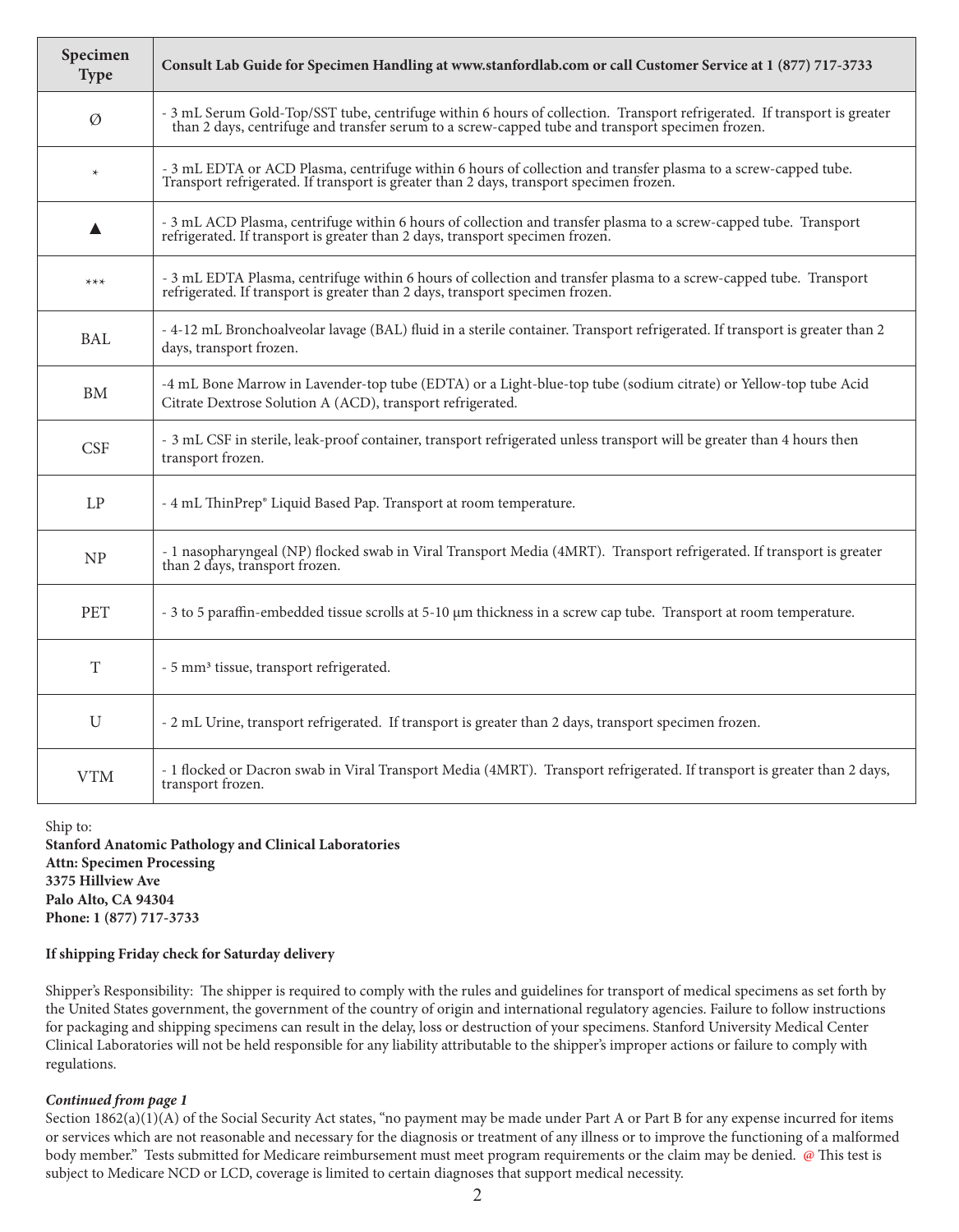| Specimen Type | Consult Lab Guide for Specimen Handling at www.stanfordlab.com or call Customer Service at 1 (877) 717-3733 |
| --- | --- |
| Ø | - 3 mL Serum Gold-Top/SST tube, centrifuge within 6 hours of collection. Transport refrigerated. If transport is greater than 2 days, centrifuge and transfer serum to a screw-capped tube and transport specimen frozen. |
| * | - 3 mL EDTA or ACD Plasma, centrifuge within 6 hours of collection and transfer plasma to a screw-capped tube. Transport refrigerated. If transport is greater than 2 days, transport specimen frozen. |
| ▲ | - 3 mL ACD Plasma, centrifuge within 6 hours of collection and transfer plasma to a screw-capped tube. Transport refrigerated. If transport is greater than 2 days, transport specimen frozen. |
| *** | - 3 mL EDTA Plasma, centrifuge within 6 hours of collection and transfer plasma to a screw-capped tube. Transport refrigerated. If transport is greater than 2 days, transport specimen frozen. |
| BAL | - 4-12 mL Bronchoalveolar lavage (BAL) fluid in a sterile container. Transport refrigerated. If transport is greater than 2 days, transport frozen. |
| BM | -4 mL Bone Marrow in Lavender-top tube (EDTA) or a Light-blue-top tube (sodium citrate) or Yellow-top tube Acid Citrate Dextrose Solution A (ACD), transport refrigerated. |
| CSF | - 3 mL CSF in sterile, leak-proof container, transport refrigerated unless transport will be greater than 4 hours then transport frozen. |
| LP | - 4 mL ThinPrep® Liquid Based Pap. Transport at room temperature. |
| NP | - 1 nasopharyngeal (NP) flocked swab in Viral Transport Media (4MRT). Transport refrigerated. If transport is greater than 2 days, transport frozen. |
| PET | - 3 to 5 paraffin-embedded tissue scrolls at 5-10 µm thickness in a screw cap tube. Transport at room temperature. |
| T | - 5 mm³ tissue, transport refrigerated. |
| U | - 2 mL Urine, transport refrigerated. If transport is greater than 2 days, transport specimen frozen. |
| VTM | - 1 flocked or Dacron swab in Viral Transport Media (4MRT). Transport refrigerated. If transport is greater than 2 days, transport frozen. |

Ship to:
**Stanford Anatomic Pathology and Clinical Laboratories**
**Attn: Specimen Processing**
**3375 Hillview Ave**
**Palo Alto, CA 94304**
**Phone: 1 (877) 717-3733**

**If shipping Friday check for Saturday delivery**

Shipper's Responsibility: The shipper is required to comply with the rules and guidelines for transport of medical specimens as set forth by the United States government, the government of the country of origin and international regulatory agencies. Failure to follow instructions for packaging and shipping specimens can result in the delay, loss or destruction of your specimens. Stanford University Medical Center Clinical Laboratories will not be held responsible for any liability attributable to the shipper's improper actions or failure to comply with regulations.

***Continued from page 1***
Section 1862(a)(1)(A) of the Social Security Act states, "no payment may be made under Part A or Part B for any expense incurred for items or services which are not reasonable and necessary for the diagnosis or treatment of any illness or to improve the functioning of a malformed body member." Tests submitted for Medicare reimbursement must meet program requirements or the claim may be denied. @ This test is subject to Medicare NCD or LCD, coverage is limited to certain diagnoses that support medical necessity.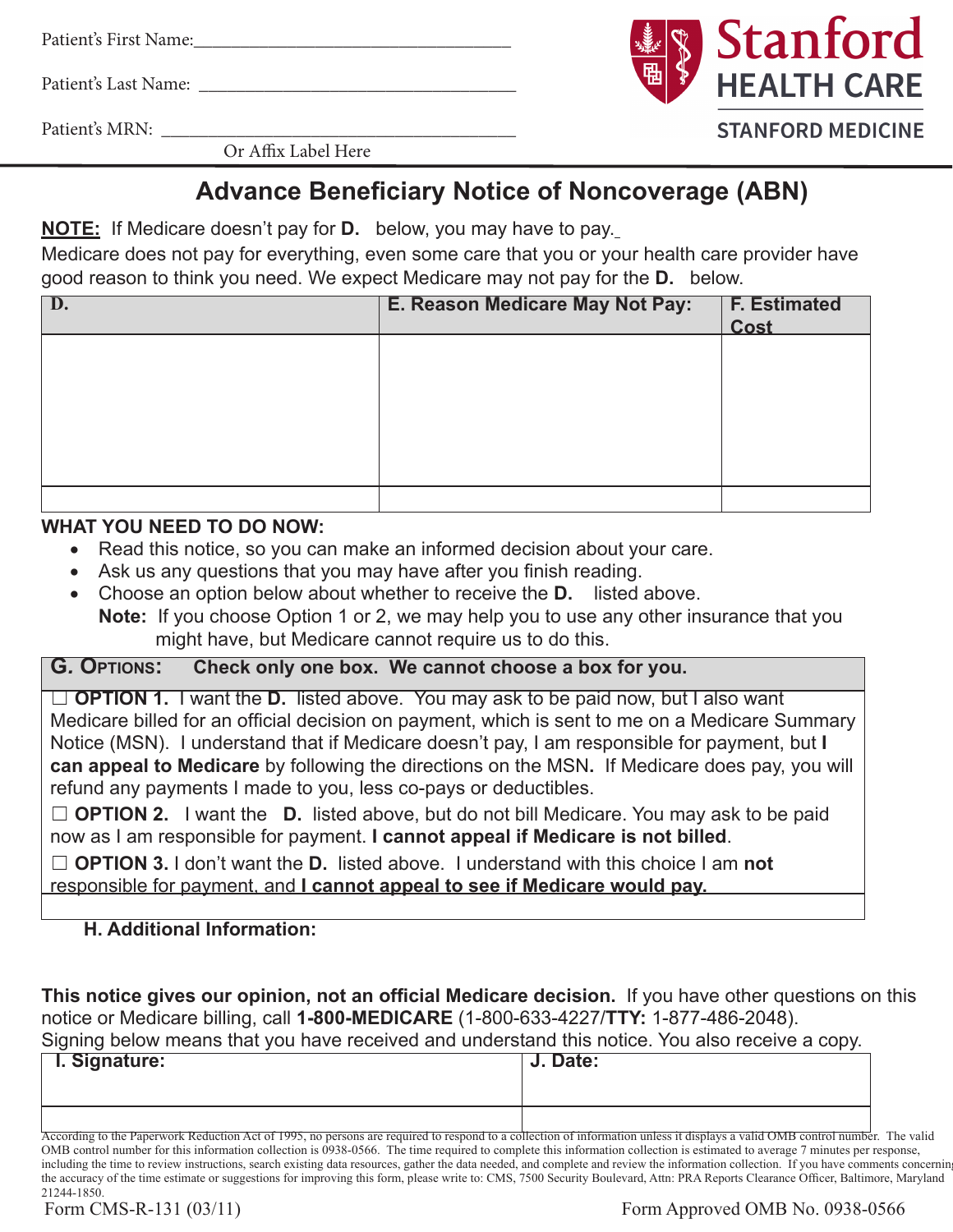Patient's First Name:___________________________________

Patient's Last Name: ___________________________________

Patient's MRN: ________________________________________

Or Affix Label Here

Stanford HEALTH CARE

STANFORD MEDICINE

# Advance Beneficiary Notice of Noncoverage (ABN)

**NOTE:** If Medicare doesn't pay for **D.** below, you may have to pay.

Medicare does not pay for everything, even some care that you or your health care provider have good reason to think you need. We expect Medicare may not pay for the **D.** below.

| D. | E. Reason Medicare May Not Pay: | F. Estimated Cost |
|---|---|---|
| | | |
| | | |

**WHAT YOU NEED TO DO NOW:**

- Read this notice, so you can make an informed decision about your care.
- Ask us any questions that you may have after you finish reading.
- Choose an option below about whether to receive the **D.** listed above.

**Note:** If you choose Option 1 or 2, we may help you to use any other insurance that you might have, but Medicare cannot require us to do this.

**G. OPTIONS: Check only one box. We cannot choose a box for you.**

☐ **OPTION 1.** I want the **D.** listed above. You may ask to be paid now, but I also want Medicare billed for an official decision on payment, which is sent to me on a Medicare Summary Notice (MSN). I understand that if Medicare doesn't pay, I am responsible for payment, but **I can appeal to Medicare** by following the directions on the MSN. If Medicare does pay, you will refund any payments I made to you, less co-pays or deductibles.

☐ **OPTION 2.** I want the **D.** listed above, but do not bill Medicare. You may ask to be paid now as I am responsible for payment. **I cannot appeal if Medicare is not billed**.

☐ **OPTION 3.** I don't want the **D.** listed above. I understand with this choice I am **not** responsible for payment, and **I cannot appeal to see if Medicare would pay.**

**H. Additional Information:**

**This notice gives our opinion, not an official Medicare decision.** If you have other questions on this notice or Medicare billing, call **1-800-MEDICARE** (1-800-633-4227/**TTY:** 1-877-486-2048).

Signing below means that you have received and understand this notice. You also receive a copy.

| I. Signature: | J. Date: |
|---|---|
| | |

According to the Paperwork Reduction Act of 1995, no persons are required to respond to a collection of information unless it displays a valid OMB control number. The valid OMB control number for this information collection is 0938-0566. The time required to complete this information collection is estimated to average 7 minutes per response, including the time to review instructions, search existing data resources, gather the data needed, and complete and review the information collection. If you have comments concerning the accuracy of the time estimate or suggestions for improving this form, please write to: CMS, 7500 Security Boulevard, Attn: PRA Reports Clearance Officer, Baltimore, Maryland 21244-1850.

Form CMS-R-131 (03/11) Form Approved OMB No. 0938-0566